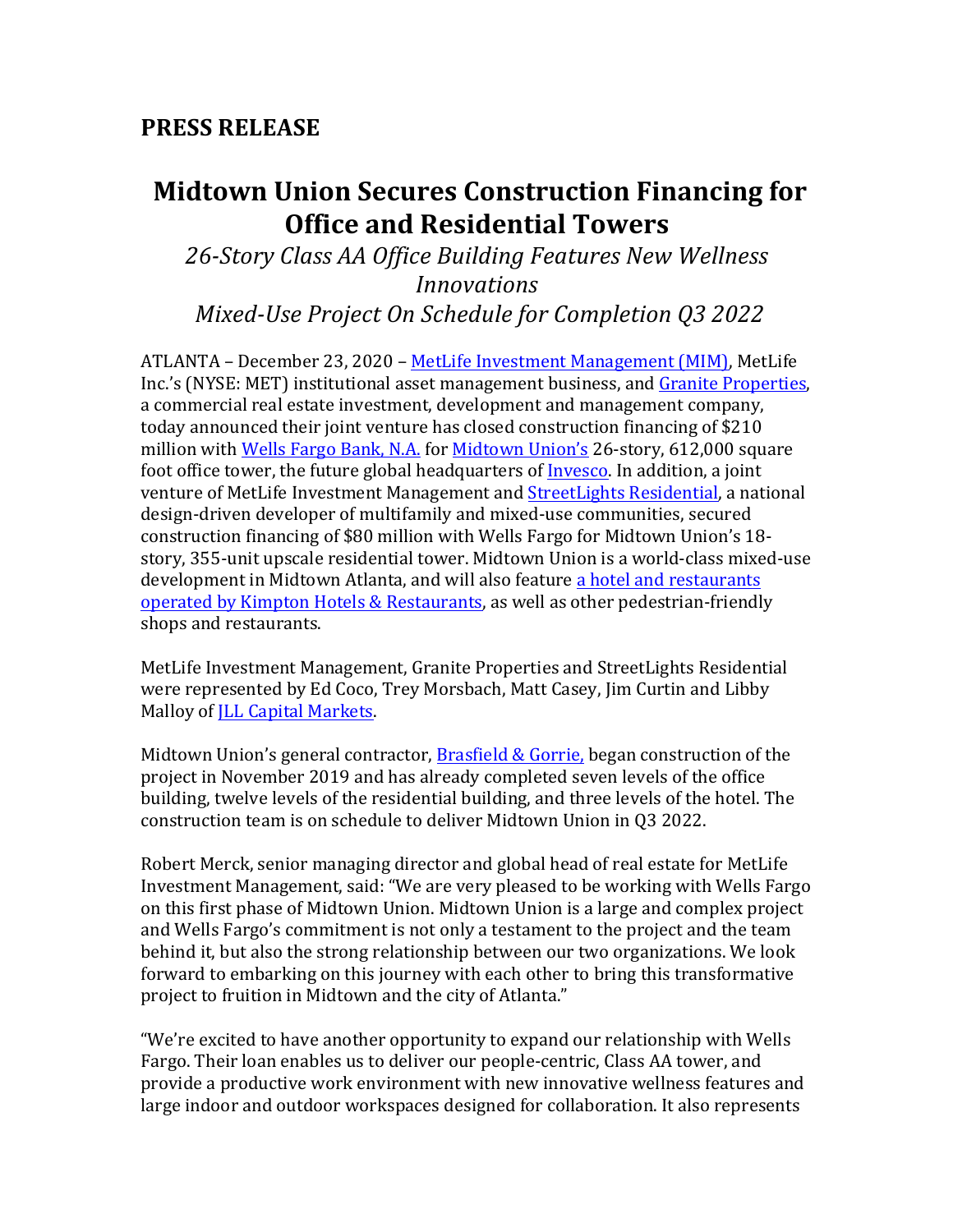## PRESS RELEASE

# Midtown Union Secures Construction Financing for Office and Residential Towers

*26-Story Class AA Office Building Features New Wellness Innovations*

*Mixed-Use Project On Schedule for Completion Q3 2022*

ATLANTA – December 23, 2020 – MetLife Investment Management (MIM), MetLife Inc.'s (NYSE: MET) institutional asset management business, and Granite Properties, a commercial real estate investment, development and management company, today announced their joint venture has closed construction financing of $210 million with Wells Fargo Bank, N.A. for Midtown Union's 26-story, 612,000 square foot office tower, the future global headquarters of Invesco. In addition, a joint venture of MetLife Investment Management and StreetLights Residential, a national design-driven developer of multifamily and mixed-use communities, secured construction financing of $80 million with Wells Fargo for Midtown Union's 18-story, 355-unit upscale residential tower. Midtown Union is a world-class mixed-use development in Midtown Atlanta, and will also feature a hotel and restaurants operated by Kimpton Hotels & Restaurants, as well as other pedestrian-friendly shops and restaurants.

MetLife Investment Management, Granite Properties and StreetLights Residential were represented by Ed Coco, Trey Morsbach, Matt Casey, Jim Curtin and Libby Malloy of JLL Capital Markets.

Midtown Union's general contractor, Brasfield & Gorrie, began construction of the project in November 2019 and has already completed seven levels of the office building, twelve levels of the residential building, and three levels of the hotel. The construction team is on schedule to deliver Midtown Union in Q3 2022.

Robert Merck, senior managing director and global head of real estate for MetLife Investment Management, said: "We are very pleased to be working with Wells Fargo on this first phase of Midtown Union. Midtown Union is a large and complex project and Wells Fargo's commitment is not only a testament to the project and the team behind it, but also the strong relationship between our two organizations. We look forward to embarking on this journey with each other to bring this transformative project to fruition in Midtown and the city of Atlanta."

"We're excited to have another opportunity to expand our relationship with Wells Fargo. Their loan enables us to deliver our people-centric, Class AA tower, and provide a productive work environment with new innovative wellness features and large indoor and outdoor workspaces designed for collaboration. It also represents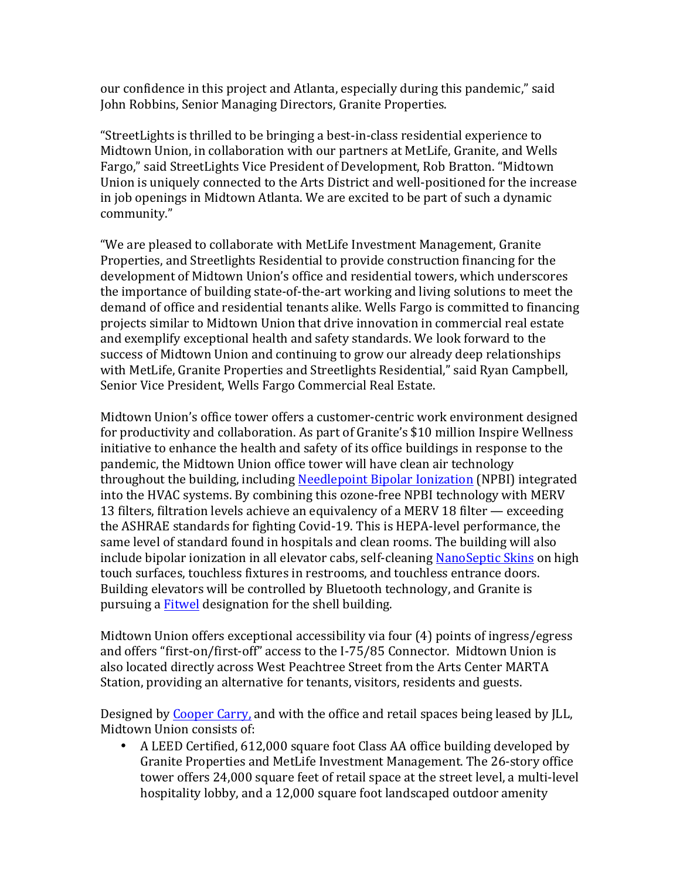our confidence in this project and Atlanta, especially during this pandemic," said John Robbins, Senior Managing Directors, Granite Properties.

"StreetLights is thrilled to be bringing a best-in-class residential experience to Midtown Union, in collaboration with our partners at MetLife, Granite, and Wells Fargo," said StreetLights Vice President of Development, Rob Bratton. "Midtown Union is uniquely connected to the Arts District and well-positioned for the increase in job openings in Midtown Atlanta. We are excited to be part of such a dynamic community."

"We are pleased to collaborate with MetLife Investment Management, Granite Properties, and Streetlights Residential to provide construction financing for the development of Midtown Union's office and residential towers, which underscores the importance of building state-of-the-art working and living solutions to meet the demand of office and residential tenants alike. Wells Fargo is committed to financing projects similar to Midtown Union that drive innovation in commercial real estate and exemplify exceptional health and safety standards. We look forward to the success of Midtown Union and continuing to grow our already deep relationships with MetLife, Granite Properties and Streetlights Residential," said Ryan Campbell, Senior Vice President, Wells Fargo Commercial Real Estate.

Midtown Union's office tower offers a customer-centric work environment designed for productivity and collaboration. As part of Granite's $10 million Inspire Wellness initiative to enhance the health and safety of its office buildings in response to the pandemic, the Midtown Union office tower will have clean air technology throughout the building, including Needlepoint Bipolar Ionization (NPBI) integrated into the HVAC systems. By combining this ozone-free NPBI technology with MERV 13 filters, filtration levels achieve an equivalency of a MERV 18 filter — exceeding the ASHRAE standards for fighting Covid-19. This is HEPA-level performance, the same level of standard found in hospitals and clean rooms. The building will also include bipolar ionization in all elevator cabs, self-cleaning NanoSeptic Skins on high touch surfaces, touchless fixtures in restrooms, and touchless entrance doors. Building elevators will be controlled by Bluetooth technology, and Granite is pursuing a Fitwel designation for the shell building.

Midtown Union offers exceptional accessibility via four (4) points of ingress/egress and offers "first-on/first-off" access to the I-75/85 Connector. Midtown Union is also located directly across West Peachtree Street from the Arts Center MARTA Station, providing an alternative for tenants, visitors, residents and guests.

Designed by Cooper Carry, and with the office and retail spaces being leased by JLL, Midtown Union consists of:

- A LEED Certified, 612,000 square foot Class AA office building developed by Granite Properties and MetLife Investment Management. The 26-story office tower offers 24,000 square feet of retail space at the street level, a multi-level hospitality lobby, and a 12,000 square foot landscaped outdoor amenity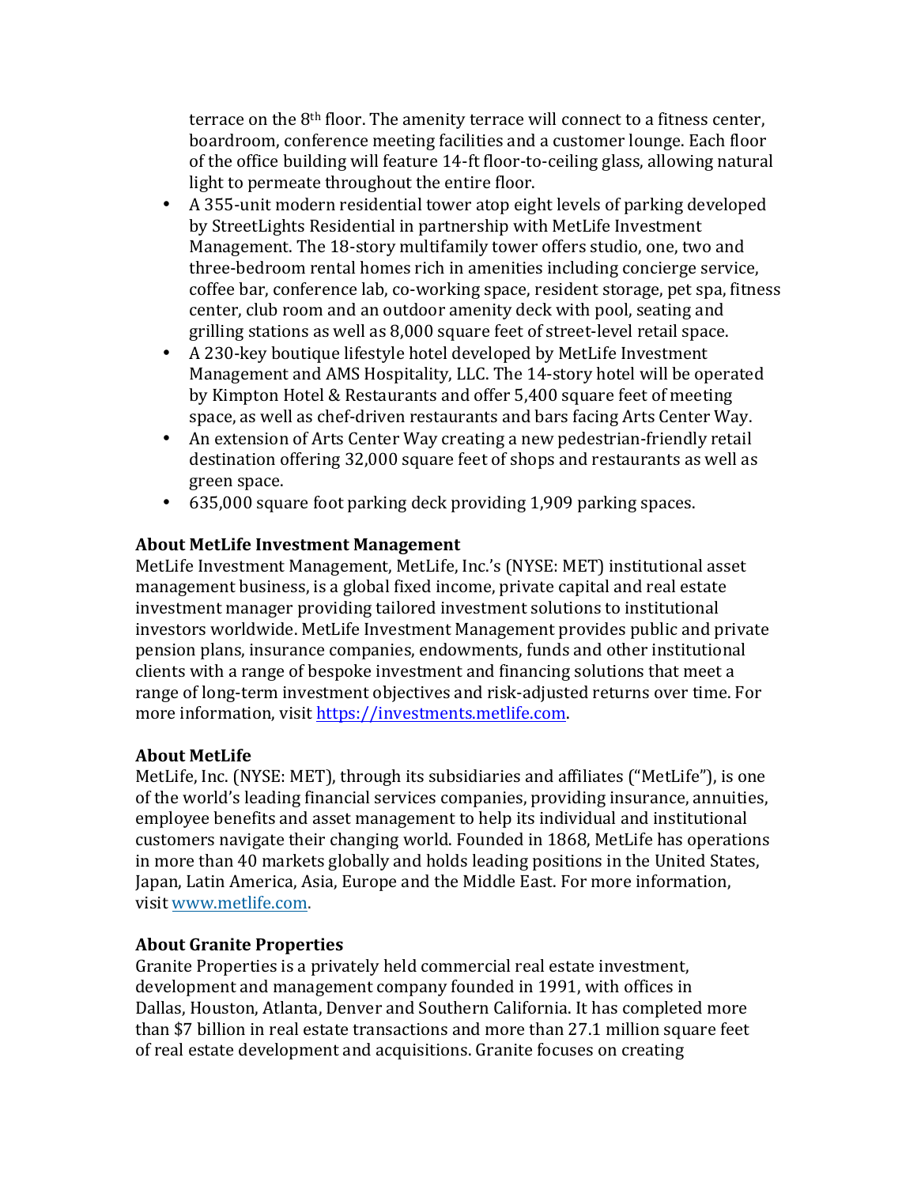terrace on the 8th floor. The amenity terrace will connect to a fitness center, boardroom, conference meeting facilities and a customer lounge. Each floor of the office building will feature 14-ft floor-to-ceiling glass, allowing natural light to permeate throughout the entire floor.

- A 355-unit modern residential tower atop eight levels of parking developed by StreetLights Residential in partnership with MetLife Investment Management. The 18-story multifamily tower offers studio, one, two and three-bedroom rental homes rich in amenities including concierge service, coffee bar, conference lab, co-working space, resident storage, pet spa, fitness center, club room and an outdoor amenity deck with pool, seating and grilling stations as well as 8,000 square feet of street-level retail space.
- A 230-key boutique lifestyle hotel developed by MetLife Investment Management and AMS Hospitality, LLC. The 14-story hotel will be operated by Kimpton Hotel & Restaurants and offer 5,400 square feet of meeting space, as well as chef-driven restaurants and bars facing Arts Center Way.
- An extension of Arts Center Way creating a new pedestrian-friendly retail destination offering 32,000 square feet of shops and restaurants as well as green space.
- 635,000 square foot parking deck providing 1,909 parking spaces.

**About MetLife Investment Management**

MetLife Investment Management, MetLife, Inc.'s (NYSE: MET) institutional asset management business, is a global fixed income, private capital and real estate investment manager providing tailored investment solutions to institutional investors worldwide. MetLife Investment Management provides public and private pension plans, insurance companies, endowments, funds and other institutional clients with a range of bespoke investment and financing solutions that meet a range of long-term investment objectives and risk-adjusted returns over time. For more information, visit https://investments.metlife.com.

**About MetLife**

MetLife, Inc. (NYSE: MET), through its subsidiaries and affiliates ("MetLife"), is one of the world's leading financial services companies, providing insurance, annuities, employee benefits and asset management to help its individual and institutional customers navigate their changing world. Founded in 1868, MetLife has operations in more than 40 markets globally and holds leading positions in the United States, Japan, Latin America, Asia, Europe and the Middle East. For more information, visit www.metlife.com.

**About Granite Properties**

Granite Properties is a privately held commercial real estate investment, development and management company founded in 1991, with offices in Dallas, Houston, Atlanta, Denver and Southern California. It has completed more than $7 billion in real estate transactions and more than 27.1 million square feet of real estate development and acquisitions. Granite focuses on creating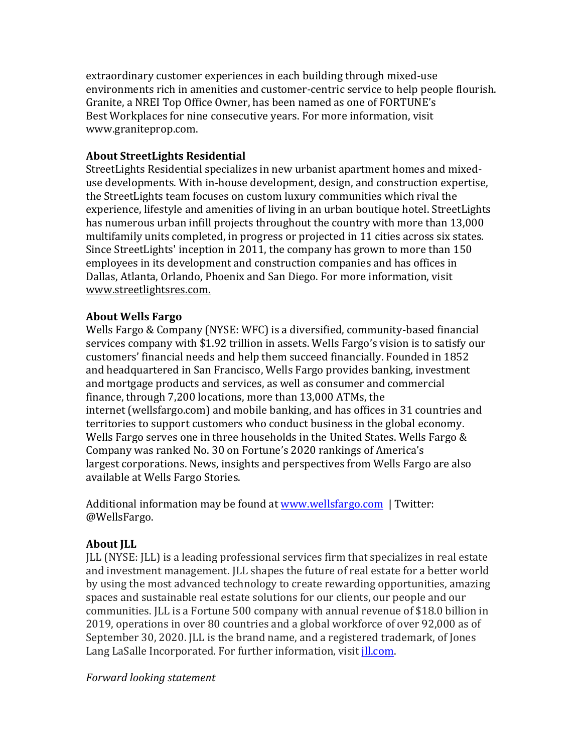extraordinary customer experiences in each building through mixed-use environments rich in amenities and customer-centric service to help people flourish. Granite, a NREI Top Office Owner, has been named as one of FORTUNE's Best Workplaces for nine consecutive years. For more information, visit www.graniteprop.com.

**About StreetLights Residential**
StreetLights Residential specializes in new urbanist apartment homes and mixed-use developments. With in-house development, design, and construction expertise, the StreetLights team focuses on custom luxury communities which rival the experience, lifestyle and amenities of living in an urban boutique hotel. StreetLights has numerous urban infill projects throughout the country with more than 13,000 multifamily units completed, in progress or projected in 11 cities across six states. Since StreetLights' inception in 2011, the company has grown to more than 150 employees in its development and construction companies and has offices in Dallas, Atlanta, Orlando, Phoenix and San Diego. For more information, visit www.streetlightsres.com.

**About Wells Fargo**
Wells Fargo & Company (NYSE: WFC) is a diversified, community-based financial services company with $1.92 trillion in assets. Wells Fargo's vision is to satisfy our customers' financial needs and help them succeed financially. Founded in 1852 and headquartered in San Francisco, Wells Fargo provides banking, investment and mortgage products and services, as well as consumer and commercial finance, through 7,200 locations, more than 13,000 ATMs, the internet (wellsfargo.com) and mobile banking, and has offices in 31 countries and territories to support customers who conduct business in the global economy. Wells Fargo serves one in three households in the United States. Wells Fargo & Company was ranked No. 30 on Fortune's 2020 rankings of America's largest corporations. News, insights and perspectives from Wells Fargo are also available at Wells Fargo Stories.

Additional information may be found at www.wellsfargo.com | Twitter: @WellsFargo.

**About JLL**
JLL (NYSE: JLL) is a leading professional services firm that specializes in real estate and investment management. JLL shapes the future of real estate for a better world by using the most advanced technology to create rewarding opportunities, amazing spaces and sustainable real estate solutions for our clients, our people and our communities. JLL is a Fortune 500 company with annual revenue of $18.0 billion in 2019, operations in over 80 countries and a global workforce of over 92,000 as of September 30, 2020. JLL is the brand name, and a registered trademark, of Jones Lang LaSalle Incorporated. For further information, visit jll.com.

*Forward looking statement*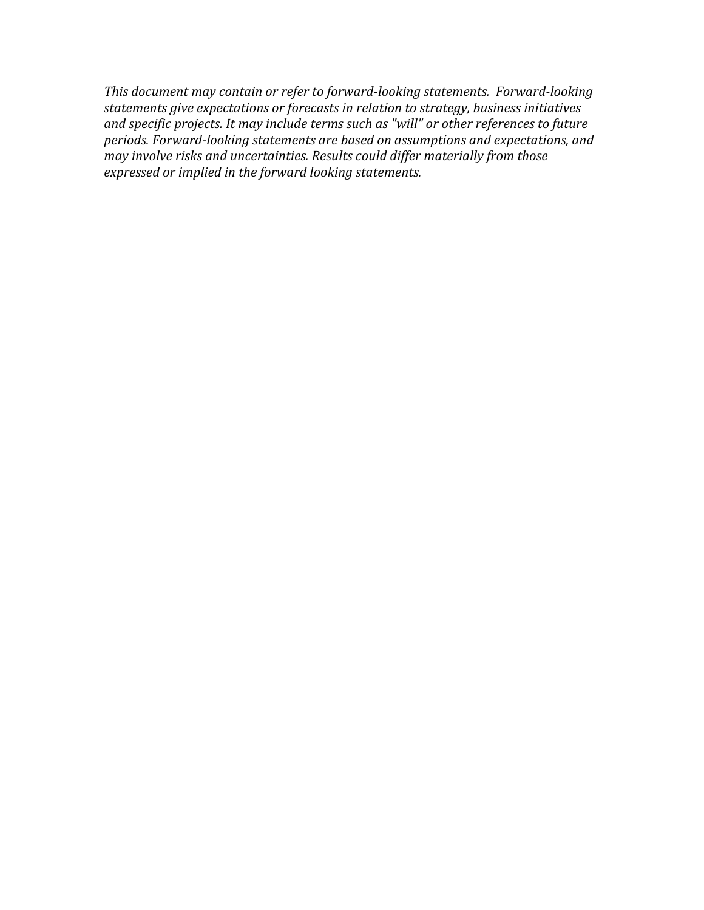*This document may contain or refer to forward-looking statements. Forward-looking statements give expectations or forecasts in relation to strategy, business initiatives and specific projects. It may include terms such as "will" or other references to future periods. Forward-looking statements are based on assumptions and expectations, and may involve risks and uncertainties. Results could differ materially from those expressed or implied in the forward looking statements.*